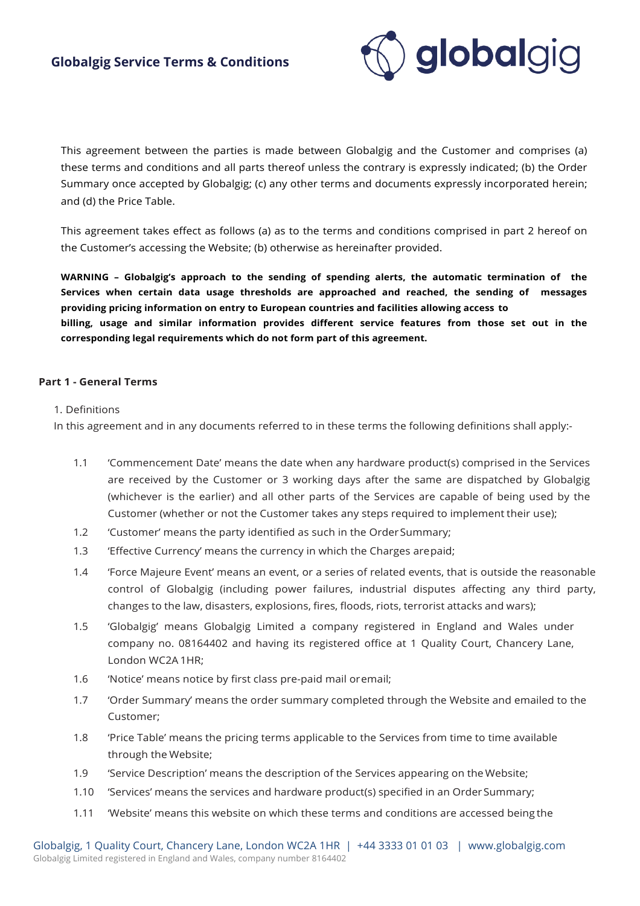# Globalgig Service Terms & Conditions

This agreement between the parties is made between Globalgig and the Customer and comprises (a) these terms and conditions and all parts thereof unless the contrary is expressly indicated; (b) the Order Summary once accepted by Globalgig; (c) any other terms and documents expressly incorporated herein; and (d) the Price Table.

This agreement takes effect as follows (a) as to the terms and conditions comprised in part 2 hereof on the Customer's accessing the Website; (b) otherwise as hereinafter provided.

**WARNING – Globalgig's approach to the sending of spending alerts, the automatic termination of the Services when certain data usage thresholds are approached and reached, the sending of messages providing pricing information on entry to European countries and facilities allowing access to billing, usage and similar information provides different service features from those set out in the corresponding legal requirements which do not form part of this agreement.**

## Part 1 - General Terms

1. Definitions

In this agreement and in any documents referred to in these terms the following definitions shall apply:-

1.1 'Commencement Date' means the date when any hardware product(s) comprised in the Services are received by the Customer or 3 working days after the same are dispatched by Globalgig (whichever is the earlier) and all other parts of the Services are capable of being used by the Customer (whether or not the Customer takes any steps required to implement their use);

1.2 'Customer' means the party identified as such in the Order Summary;

1.3 'Effective Currency' means the currency in which the Charges are paid;

1.4 'Force Majeure Event' means an event, or a series of related events, that is outside the reasonable control of Globalgig (including power failures, industrial disputes affecting any third party, changes to the law, disasters, explosions, fires, floods, riots, terrorist attacks and wars);

1.5 'Globalgig' means Globalgig Limited a company registered in England and Wales under company no. 08164402 and having its registered office at 1 Quality Court, Chancery Lane, London WC2A 1HR;

1.6 'Notice' means notice by first class pre-paid mail or email;

1.7 'Order Summary' means the order summary completed through the Website and emailed to the Customer;

1.8 'Price Table' means the pricing terms applicable to the Services from time to time available through the Website;

1.9 'Service Description' means the description of the Services appearing on the Website;

1.10 'Services' means the services and hardware product(s) specified in an Order Summary;

1.11 'Website' means this website on which these terms and conditions are accessed being the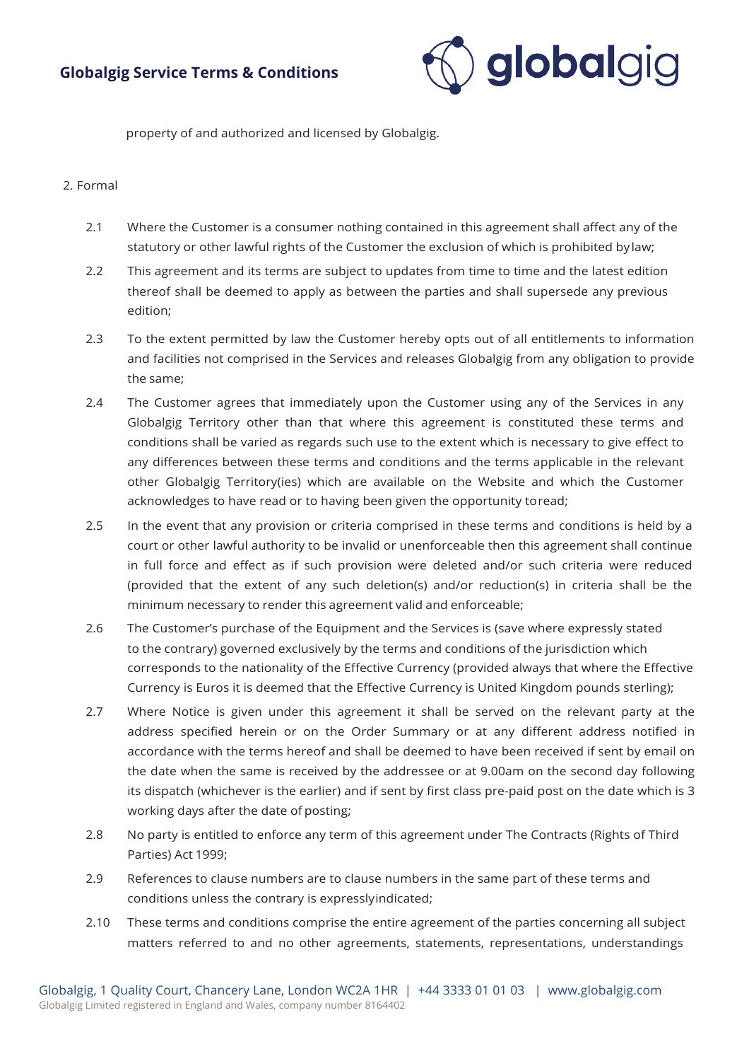property of and authorized and licensed by Globalgig.

2. Formal

2.1 Where the Customer is a consumer nothing contained in this agreement shall affect any of the statutory or other lawful rights of the Customer the exclusion of which is prohibited by law;

2.2 This agreement and its terms are subject to updates from time to time and the latest edition thereof shall be deemed to apply as between the parties and shall supersede any previous edition;

2.3 To the extent permitted by law the Customer hereby opts out of all entitlements to information and facilities not comprised in the Services and releases Globalgig from any obligation to provide the same;

2.4 The Customer agrees that immediately upon the Customer using any of the Services in any Globalgig Territory other than that where this agreement is constituted these terms and conditions shall be varied as regards such use to the extent which is necessary to give effect to any differences between these terms and conditions and the terms applicable in the relevant other Globalgig Territory(ies) which are available on the Website and which the Customer acknowledges to have read or to having been given the opportunity to read;

2.5 In the event that any provision or criteria comprised in these terms and conditions is held by a court or other lawful authority to be invalid or unenforceable then this agreement shall continue in full force and effect as if such provision were deleted and/or such criteria were reduced (provided that the extent of any such deletion(s) and/or reduction(s) in criteria shall be the minimum necessary to render this agreement valid and enforceable;

2.6 The Customer's purchase of the Equipment and the Services is (save where expressly stated to the contrary) governed exclusively by the terms and conditions of the jurisdiction which corresponds to the nationality of the Effective Currency (provided always that where the Effective Currency is Euros it is deemed that the Effective Currency is United Kingdom pounds sterling);

2.7 Where Notice is given under this agreement it shall be served on the relevant party at the address specified herein or on the Order Summary or at any different address notified in accordance with the terms hereof and shall be deemed to have been received if sent by email on the date when the same is received by the addressee or at 9.00am on the second day following its dispatch (whichever is the earlier) and if sent by first class pre-paid post on the date which is 3 working days after the date of posting;

2.8 No party is entitled to enforce any term of this agreement under The Contracts (Rights of Third Parties) Act 1999;

2.9 References to clause numbers are to clause numbers in the same part of these terms and conditions unless the contrary is expressly indicated;

2.10 These terms and conditions comprise the entire agreement of the parties concerning all subject matters referred to and no other agreements, statements, representations, understandings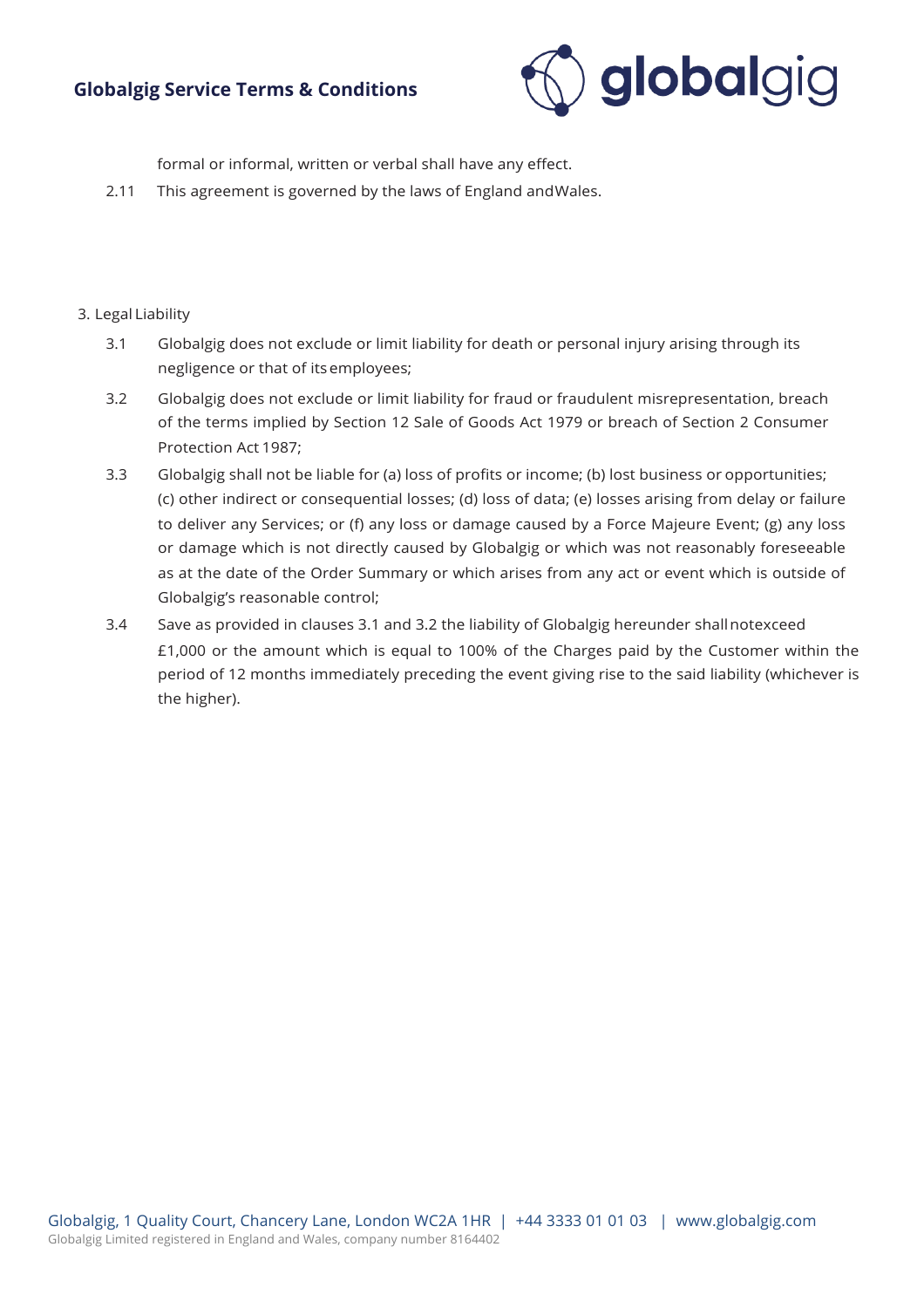formal or informal, written or verbal shall have any effect.

2.11 This agreement is governed by the laws of England and Wales.

## 3. Legal Liability

3.1 Globalgig does not exclude or limit liability for death or personal injury arising through its negligence or that of its employees;

3.2 Globalgig does not exclude or limit liability for fraud or fraudulent misrepresentation, breach of the terms implied by Section 12 Sale of Goods Act 1979 or breach of Section 2 Consumer Protection Act 1987;

3.3 Globalgig shall not be liable for (a) loss of profits or income; (b) lost business or opportunities; (c) other indirect or consequential losses; (d) loss of data; (e) losses arising from delay or failure to deliver any Services; or (f) any loss or damage caused by a Force Majeure Event; (g) any loss or damage which is not directly caused by Globalgig or which was not reasonably foreseeable as at the date of the Order Summary or which arises from any act or event which is outside of Globalgig's reasonable control;

3.4 Save as provided in clauses 3.1 and 3.2 the liability of Globalgig hereunder shall not exceed £1,000 or the amount which is equal to 100% of the Charges paid by the Customer within the period of 12 months immediately preceding the event giving rise to the said liability (whichever is the higher).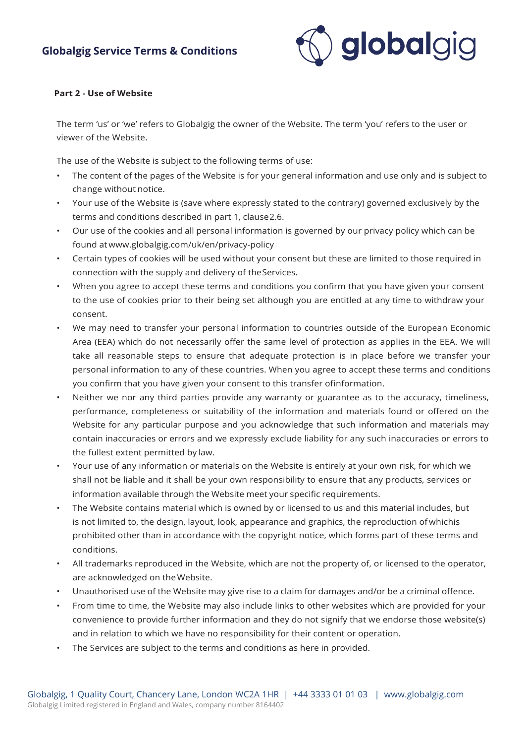**Part 2 - Use of Website**

The term 'us' or 'we' refers to Globalgig the owner of the Website. The term 'you' refers to the user or viewer of the Website.

The use of the Website is subject to the following terms of use:

- The content of the pages of the Website is for your general information and use only and is subject to change without notice.
- Your use of the Website is (save where expressly stated to the contrary) governed exclusively by the terms and conditions described in part 1, clause 2.6.
- Our use of the cookies and all personal information is governed by our privacy policy which can be found at www.globalgig.com/uk/en/privacy-policy
- Certain types of cookies will be used without your consent but these are limited to those required in connection with the supply and delivery of the Services.
- When you agree to accept these terms and conditions you confirm that you have given your consent to the use of cookies prior to their being set although you are entitled at any time to withdraw your consent.
- We may need to transfer your personal information to countries outside of the European Economic Area (EEA) which do not necessarily offer the same level of protection as applies in the EEA. We will take all reasonable steps to ensure that adequate protection is in place before we transfer your personal information to any of these countries. When you agree to accept these terms and conditions you confirm that you have given your consent to this transfer of information.
- Neither we nor any third parties provide any warranty or guarantee as to the accuracy, timeliness, performance, completeness or suitability of the information and materials found or offered on the Website for any particular purpose and you acknowledge that such information and materials may contain inaccuracies or errors and we expressly exclude liability for any such inaccuracies or errors to the fullest extent permitted by law.
- Your use of any information or materials on the Website is entirely at your own risk, for which we shall not be liable and it shall be your own responsibility to ensure that any products, services or information available through the Website meet your specific requirements.
- The Website contains material which is owned by or licensed to us and this material includes, but is not limited to, the design, layout, look, appearance and graphics, the reproduction of which is prohibited other than in accordance with the copyright notice, which forms part of these terms and conditions.
- All trademarks reproduced in the Website, which are not the property of, or licensed to the operator, are acknowledged on the Website.
- Unauthorised use of the Website may give rise to a claim for damages and/or be a criminal offence.
- From time to time, the Website may also include links to other websites which are provided for your convenience to provide further information and they do not signify that we endorse those website(s) and in relation to which we have no responsibility for their content or operation.
- The Services are subject to the terms and conditions as here in provided.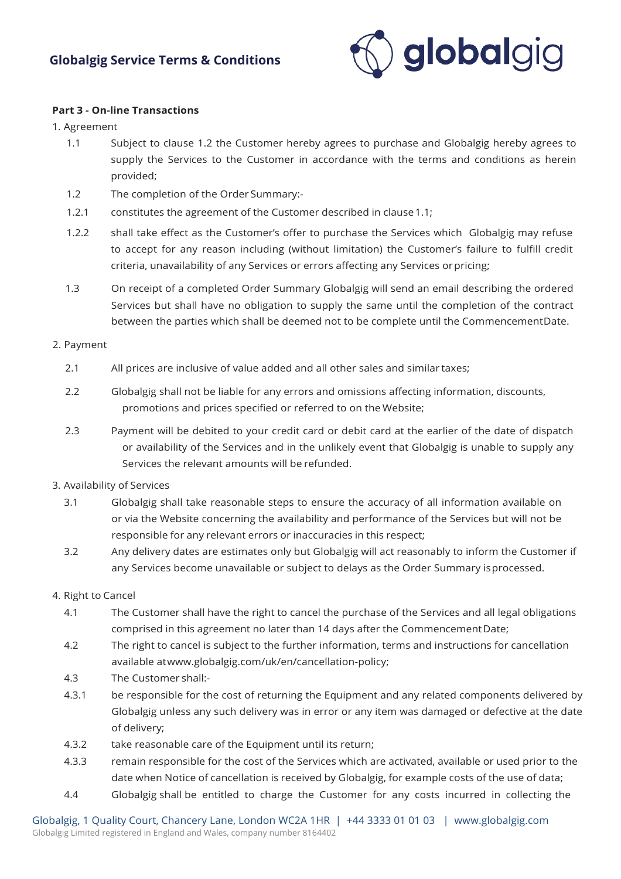**Part 3 - On-line Transactions**

1. Agreement

1.1 Subject to clause 1.2 the Customer hereby agrees to purchase and Globalgig hereby agrees to supply the Services to the Customer in accordance with the terms and conditions as herein provided;

1.2 The completion of the Order Summary:-

1.2.1 constitutes the agreement of the Customer described in clause 1.1;

1.2.2 shall take effect as the Customer's offer to purchase the Services which Globalgig may refuse to accept for any reason including (without limitation) the Customer's failure to fulfill credit criteria, unavailability of any Services or errors affecting any Services or pricing;

1.3 On receipt of a completed Order Summary Globalgig will send an email describing the ordered Services but shall have no obligation to supply the same until the completion of the contract between the parties which shall be deemed not to be complete until the Commencement Date.

2. Payment

2.1 All prices are inclusive of value added and all other sales and similar taxes;

2.2 Globalgig shall not be liable for any errors and omissions affecting information, discounts, promotions and prices specified or referred to on the Website;

2.3 Payment will be debited to your credit card or debit card at the earlier of the date of dispatch or availability of the Services and in the unlikely event that Globalgig is unable to supply any Services the relevant amounts will be refunded.

3. Availability of Services

3.1 Globalgig shall take reasonable steps to ensure the accuracy of all information available on or via the Website concerning the availability and performance of the Services but will not be responsible for any relevant errors or inaccuracies in this respect;

3.2 Any delivery dates are estimates only but Globalgig will act reasonably to inform the Customer if any Services become unavailable or subject to delays as the Order Summary is processed.

4. Right to Cancel

4.1 The Customer shall have the right to cancel the purchase of the Services and all legal obligations comprised in this agreement no later than 14 days after the Commencement Date;

4.2 The right to cancel is subject to the further information, terms and instructions for cancellation available at www.globalgig.com/uk/en/cancellation-policy;

4.3 The Customer shall:-

4.3.1 be responsible for the cost of returning the Equipment and any related components delivered by Globalgig unless any such delivery was in error or any item was damaged or defective at the date of delivery;

4.3.2 take reasonable care of the Equipment until its return;

4.3.3 remain responsible for the cost of the Services which are activated, available or used prior to the date when Notice of cancellation is received by Globalgig, for example costs of the use of data;

4.4 Globalgig shall be entitled to charge the Customer for any costs incurred in collecting the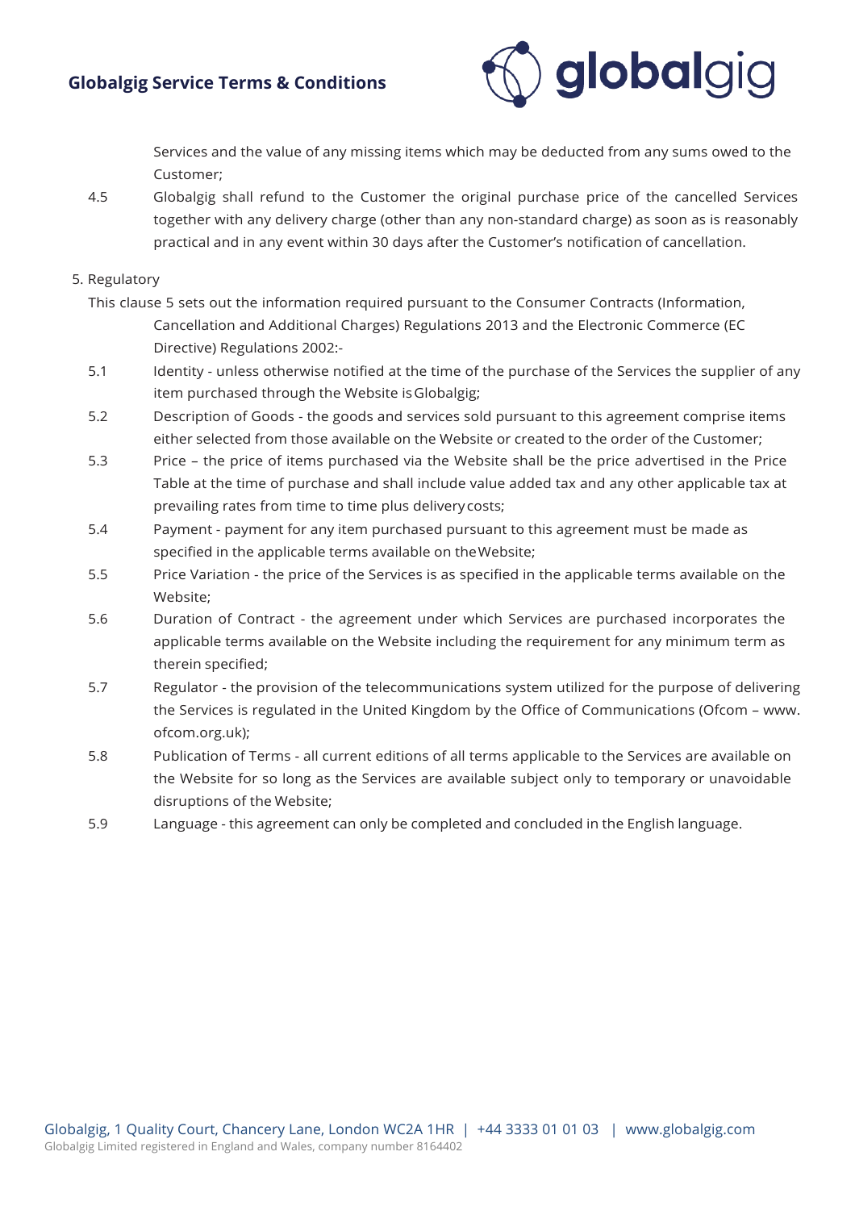Services and the value of any missing items which may be deducted from any sums owed to the Customer;

4.5 Globalgig shall refund to the Customer the original purchase price of the cancelled Services together with any delivery charge (other than any non-standard charge) as soon as is reasonably practical and in any event within 30 days after the Customer's notification of cancellation.

5. Regulatory

This clause 5 sets out the information required pursuant to the Consumer Contracts (Information, Cancellation and Additional Charges) Regulations 2013 and the Electronic Commerce (EC Directive) Regulations 2002:-

5.1 Identity - unless otherwise notified at the time of the purchase of the Services the supplier of any item purchased through the Website is Globalgig;

5.2 Description of Goods - the goods and services sold pursuant to this agreement comprise items either selected from those available on the Website or created to the order of the Customer;

5.3 Price – the price of items purchased via the Website shall be the price advertised in the Price Table at the time of purchase and shall include value added tax and any other applicable tax at prevailing rates from time to time plus delivery costs;

5.4 Payment - payment for any item purchased pursuant to this agreement must be made as specified in the applicable terms available on the Website;

5.5 Price Variation - the price of the Services is as specified in the applicable terms available on the Website;

5.6 Duration of Contract - the agreement under which Services are purchased incorporates the applicable terms available on the Website including the requirement for any minimum term as therein specified;

5.7 Regulator - the provision of the telecommunications system utilized for the purpose of delivering the Services is regulated in the United Kingdom by the Office of Communications (Ofcom – www.ofcom.org.uk);

5.8 Publication of Terms - all current editions of all terms applicable to the Services are available on the Website for so long as the Services are available subject only to temporary or unavoidable disruptions of the Website;

5.9 Language - this agreement can only be completed and concluded in the English language.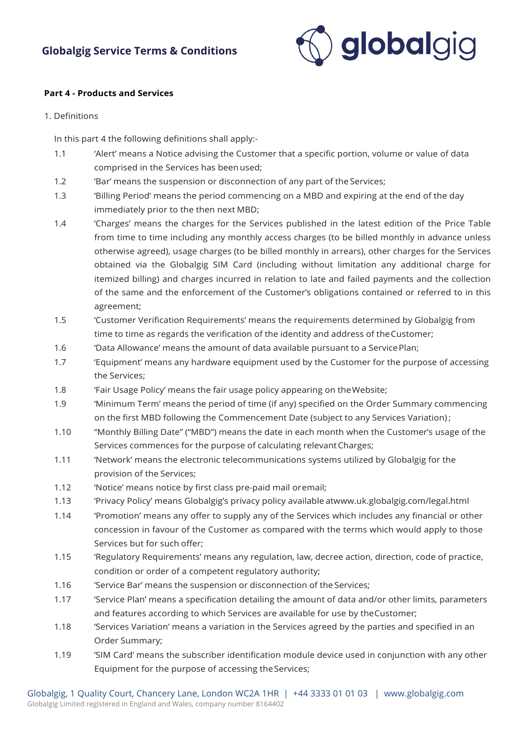**Part 4 - Products and Services**

1. Definitions

In this part 4 the following definitions shall apply:-

1.1 'Alert' means a Notice advising the Customer that a specific portion, volume or value of data comprised in the Services has been used;

1.2 'Bar' means the suspension or disconnection of any part of the Services;

1.3 'Billing Period' means the period commencing on a MBD and expiring at the end of the day immediately prior to the then next MBD;

1.4 'Charges' means the charges for the Services published in the latest edition of the Price Table from time to time including any monthly access charges (to be billed monthly in advance unless otherwise agreed), usage charges (to be billed monthly in arrears), other charges for the Services obtained via the Globalgig SIM Card (including without limitation any additional charge for itemized billing) and charges incurred in relation to late and failed payments and the collection of the same and the enforcement of the Customer's obligations contained or referred to in this agreement;

1.5 'Customer Verification Requirements' means the requirements determined by Globalgig from time to time as regards the verification of the identity and address of the Customer;

1.6 'Data Allowance' means the amount of data available pursuant to a Service Plan;

1.7 'Equipment' means any hardware equipment used by the Customer for the purpose of accessing the Services;

1.8 'Fair Usage Policy' means the fair usage policy appearing on the Website;

1.9 'Minimum Term' means the period of time (if any) specified on the Order Summary commencing on the first MBD following the Commencement Date (subject to any Services Variation);

1.10 "Monthly Billing Date" ("MBD") means the date in each month when the Customer's usage of the Services commences for the purpose of calculating relevant Charges;

1.11 'Network' means the electronic telecommunications systems utilized by Globalgig for the provision of the Services;

1.12 'Notice' means notice by first class pre-paid mail or email;

1.13 'Privacy Policy' means Globalgig's privacy policy available at www.uk.globalgig.com/legal.html

1.14 'Promotion' means any offer to supply any of the Services which includes any financial or other concession in favour of the Customer as compared with the terms which would apply to those Services but for such offer;

1.15 'Regulatory Requirements' means any regulation, law, decree action, direction, code of practice, condition or order of a competent regulatory authority;

1.16 'Service Bar' means the suspension or disconnection of the Services;

1.17 'Service Plan' means a specification detailing the amount of data and/or other limits, parameters and features according to which Services are available for use by the Customer;

1.18 'Services Variation' means a variation in the Services agreed by the parties and specified in an Order Summary;

1.19 'SIM Card' means the subscriber identification module device used in conjunction with any other Equipment for the purpose of accessing the Services;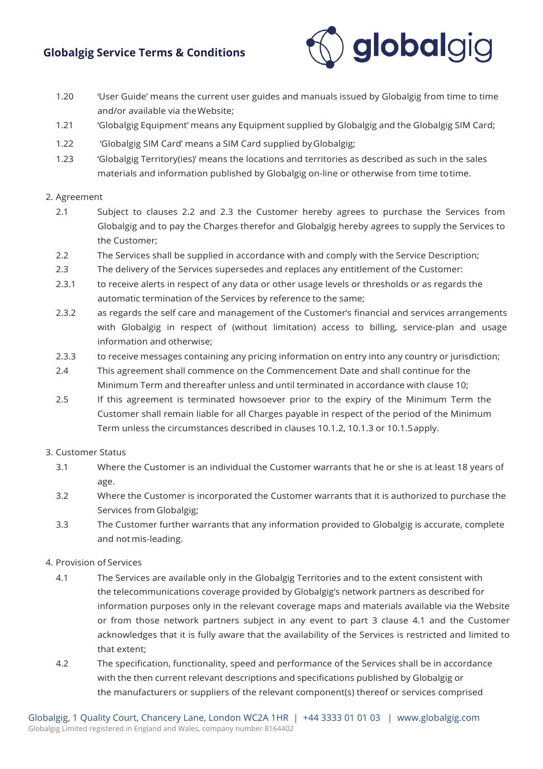1.20 'User Guide' means the current user guides and manuals issued by Globalgig from time to time and/or available via the Website;

1.21 'Globalgig Equipment' means any Equipment supplied by Globalgig and the Globalgig SIM Card;

1.22 'Globalgig SIM Card' means a SIM Card supplied by Globalgig;

1.23 'Globalgig Territory(ies)' means the locations and territories as described as such in the sales materials and information published by Globalgig on-line or otherwise from time to time.

2. Agreement

2.1 Subject to clauses 2.2 and 2.3 the Customer hereby agrees to purchase the Services from Globalgig and to pay the Charges therefor and Globalgig hereby agrees to supply the Services to the Customer;

2.2 The Services shall be supplied in accordance with and comply with the Service Description;

2.3 The delivery of the Services supersedes and replaces any entitlement of the Customer:

2.3.1 to receive alerts in respect of any data or other usage levels or thresholds or as regards the automatic termination of the Services by reference to the same;

2.3.2 as regards the self care and management of the Customer's financial and services arrangements with Globalgig in respect of (without limitation) access to billing, service-plan and usage information and otherwise;

2.3.3 to receive messages containing any pricing information on entry into any country or jurisdiction;

2.4 This agreement shall commence on the Commencement Date and shall continue for the Minimum Term and thereafter unless and until terminated in accordance with clause 10;

2.5 If this agreement is terminated howsoever prior to the expiry of the Minimum Term the Customer shall remain liable for all Charges payable in respect of the period of the Minimum Term unless the circumstances described in clauses 10.1.2, 10.1.3 or 10.1.5 apply.

3. Customer Status

3.1 Where the Customer is an individual the Customer warrants that he or she is at least 18 years of age.

3.2 Where the Customer is incorporated the Customer warrants that it is authorized to purchase the Services from Globalgig;

3.3 The Customer further warrants that any information provided to Globalgig is accurate, complete and not mis-leading.

4. Provision of Services

4.1 The Services are available only in the Globalgig Territories and to the extent consistent with the telecommunications coverage provided by Globalgig's network partners as described for information purposes only in the relevant coverage maps and materials available via the Website or from those network partners subject in any event to part 3 clause 4.1 and the Customer acknowledges that it is fully aware that the availability of the Services is restricted and limited to that extent;

4.2 The specification, functionality, speed and performance of the Services shall be in accordance with the then current relevant descriptions and specifications published by Globalgig or the manufacturers or suppliers of the relevant component(s) thereof or services comprised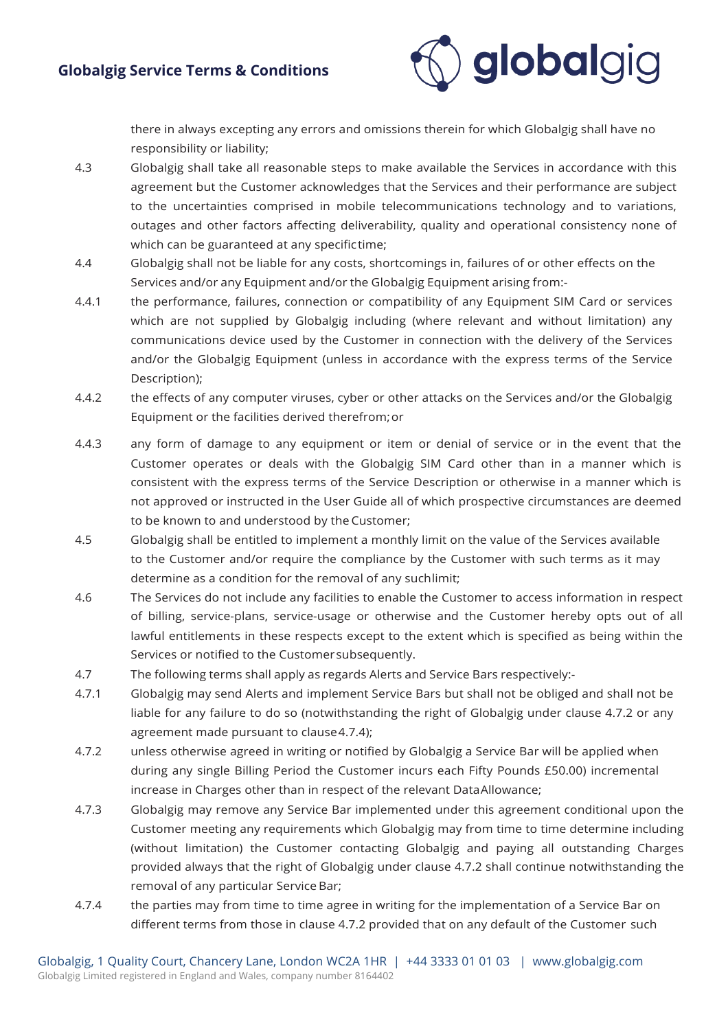there in always excepting any errors and omissions therein for which Globalgig shall have no responsibility or liability;

4.3 Globalgig shall take all reasonable steps to make available the Services in accordance with this agreement but the Customer acknowledges that the Services and their performance are subject to the uncertainties comprised in mobile telecommunications technology and to variations, outages and other factors affecting deliverability, quality and operational consistency none of which can be guaranteed at any specific time;

4.4 Globalgig shall not be liable for any costs, shortcomings in, failures of or other effects on the Services and/or any Equipment and/or the Globalgig Equipment arising from:-

4.4.1 the performance, failures, connection or compatibility of any Equipment SIM Card or services which are not supplied by Globalgig including (where relevant and without limitation) any communications device used by the Customer in connection with the delivery of the Services and/or the Globalgig Equipment (unless in accordance with the express terms of the Service Description);

4.4.2 the effects of any computer viruses, cyber or other attacks on the Services and/or the Globalgig Equipment or the facilities derived therefrom; or

4.4.3 any form of damage to any equipment or item or denial of service or in the event that the Customer operates or deals with the Globalgig SIM Card other than in a manner which is consistent with the express terms of the Service Description or otherwise in a manner which is not approved or instructed in the User Guide all of which prospective circumstances are deemed to be known to and understood by the Customer;

4.5 Globalgig shall be entitled to implement a monthly limit on the value of the Services available to the Customer and/or require the compliance by the Customer with such terms as it may determine as a condition for the removal of any such limit;

4.6 The Services do not include any facilities to enable the Customer to access information in respect of billing, service-plans, service-usage or otherwise and the Customer hereby opts out of all lawful entitlements in these respects except to the extent which is specified as being within the Services or notified to the Customer subsequently.

4.7 The following terms shall apply as regards Alerts and Service Bars respectively:-

4.7.1 Globalgig may send Alerts and implement Service Bars but shall not be obliged and shall not be liable for any failure to do so (notwithstanding the right of Globalgig under clause 4.7.2 or any agreement made pursuant to clause 4.7.4);

4.7.2 unless otherwise agreed in writing or notified by Globalgig a Service Bar will be applied when during any single Billing Period the Customer incurs each Fifty Pounds £50.00) incremental increase in Charges other than in respect of the relevant Data Allowance;

4.7.3 Globalgig may remove any Service Bar implemented under this agreement conditional upon the Customer meeting any requirements which Globalgig may from time to time determine including (without limitation) the Customer contacting Globalgig and paying all outstanding Charges provided always that the right of Globalgig under clause 4.7.2 shall continue notwithstanding the removal of any particular Service Bar;

4.7.4 the parties may from time to time agree in writing for the implementation of a Service Bar on different terms from those in clause 4.7.2 provided that on any default of the Customer such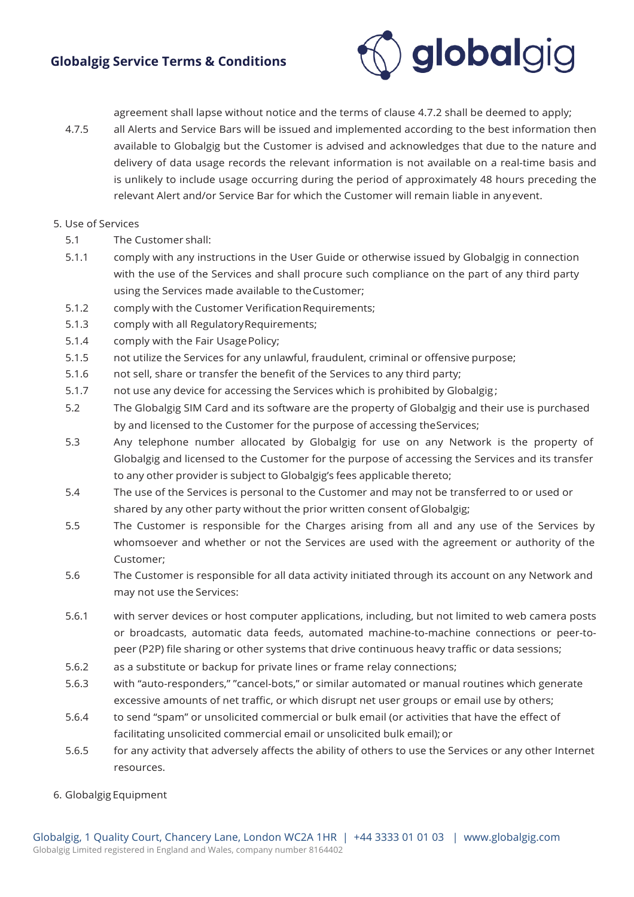agreement shall lapse without notice and the terms of clause 4.7.2 shall be deemed to apply;

4.7.5 all Alerts and Service Bars will be issued and implemented according to the best information then available to Globalgig but the Customer is advised and acknowledges that due to the nature and delivery of data usage records the relevant information is not available on a real-time basis and is unlikely to include usage occurring during the period of approximately 48 hours preceding the relevant Alert and/or Service Bar for which the Customer will remain liable in any event.

5. Use of Services

5.1 The Customer shall:

5.1.1 comply with any instructions in the User Guide or otherwise issued by Globalgig in connection with the use of the Services and shall procure such compliance on the part of any third party using the Services made available to the Customer;

5.1.2 comply with the Customer Verification Requirements;

5.1.3 comply with all Regulatory Requirements;

5.1.4 comply with the Fair Usage Policy;

5.1.5 not utilize the Services for any unlawful, fraudulent, criminal or offensive purpose;

5.1.6 not sell, share or transfer the benefit of the Services to any third party;

5.1.7 not use any device for accessing the Services which is prohibited by Globalgig;

5.2 The Globalgig SIM Card and its software are the property of Globalgig and their use is purchased by and licensed to the Customer for the purpose of accessing the Services;

5.3 Any telephone number allocated by Globalgig for use on any Network is the property of Globalgig and licensed to the Customer for the purpose of accessing the Services and its transfer to any other provider is subject to Globalgig's fees applicable thereto;

5.4 The use of the Services is personal to the Customer and may not be transferred to or used or shared by any other party without the prior written consent of Globalgig;

5.5 The Customer is responsible for the Charges arising from all and any use of the Services by whomsoever and whether or not the Services are used with the agreement or authority of the Customer;

5.6 The Customer is responsible for all data activity initiated through its account on any Network and may not use the Services:

5.6.1 with server devices or host computer applications, including, but not limited to web camera posts or broadcasts, automatic data feeds, automated machine-to-machine connections or peer-to-peer (P2P) file sharing or other systems that drive continuous heavy traffic or data sessions;

5.6.2 as a substitute or backup for private lines or frame relay connections;

5.6.3 with "auto-responders," "cancel-bots," or similar automated or manual routines which generate excessive amounts of net traffic, or which disrupt net user groups or email use by others;

5.6.4 to send "spam" or unsolicited commercial or bulk email (or activities that have the effect of facilitating unsolicited commercial email or unsolicited bulk email); or

5.6.5 for any activity that adversely affects the ability of others to use the Services or any other Internet resources.

6. Globalgig Equipment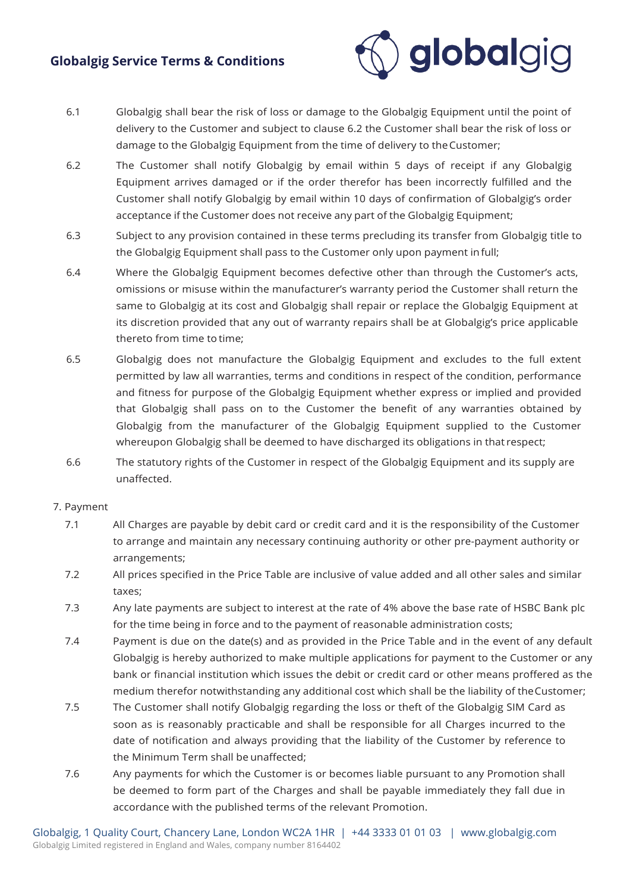6.1 Globalgig shall bear the risk of loss or damage to the Globalgig Equipment until the point of delivery to the Customer and subject to clause 6.2 the Customer shall bear the risk of loss or damage to the Globalgig Equipment from the time of delivery to the Customer;

6.2 The Customer shall notify Globalgig by email within 5 days of receipt if any Globalgig Equipment arrives damaged or if the order therefor has been incorrectly fulfilled and the Customer shall notify Globalgig by email within 10 days of confirmation of Globalgig's order acceptance if the Customer does not receive any part of the Globalgig Equipment;

6.3 Subject to any provision contained in these terms precluding its transfer from Globalgig title to the Globalgig Equipment shall pass to the Customer only upon payment in full;

6.4 Where the Globalgig Equipment becomes defective other than through the Customer's acts, omissions or misuse within the manufacturer's warranty period the Customer shall return the same to Globalgig at its cost and Globalgig shall repair or replace the Globalgig Equipment at its discretion provided that any out of warranty repairs shall be at Globalgig's price applicable thereto from time to time;

6.5 Globalgig does not manufacture the Globalgig Equipment and excludes to the full extent permitted by law all warranties, terms and conditions in respect of the condition, performance and fitness for purpose of the Globalgig Equipment whether express or implied and provided that Globalgig shall pass on to the Customer the benefit of any warranties obtained by Globalgig from the manufacturer of the Globalgig Equipment supplied to the Customer whereupon Globalgig shall be deemed to have discharged its obligations in that respect;

6.6 The statutory rights of the Customer in respect of the Globalgig Equipment and its supply are unaffected.

7. Payment

7.1 All Charges are payable by debit card or credit card and it is the responsibility of the Customer to arrange and maintain any necessary continuing authority or other pre-payment authority or arrangements;

7.2 All prices specified in the Price Table are inclusive of value added and all other sales and similar taxes;

7.3 Any late payments are subject to interest at the rate of 4% above the base rate of HSBC Bank plc for the time being in force and to the payment of reasonable administration costs;

7.4 Payment is due on the date(s) and as provided in the Price Table and in the event of any default Globalgig is hereby authorized to make multiple applications for payment to the Customer or any bank or financial institution which issues the debit or credit card or other means proffered as the medium therefor notwithstanding any additional cost which shall be the liability of the Customer;

7.5 The Customer shall notify Globalgig regarding the loss or theft of the Globalgig SIM Card as soon as is reasonably practicable and shall be responsible for all Charges incurred to the date of notification and always providing that the liability of the Customer by reference to the Minimum Term shall be unaffected;

7.6 Any payments for which the Customer is or becomes liable pursuant to any Promotion shall be deemed to form part of the Charges and shall be payable immediately they fall due in accordance with the published terms of the relevant Promotion.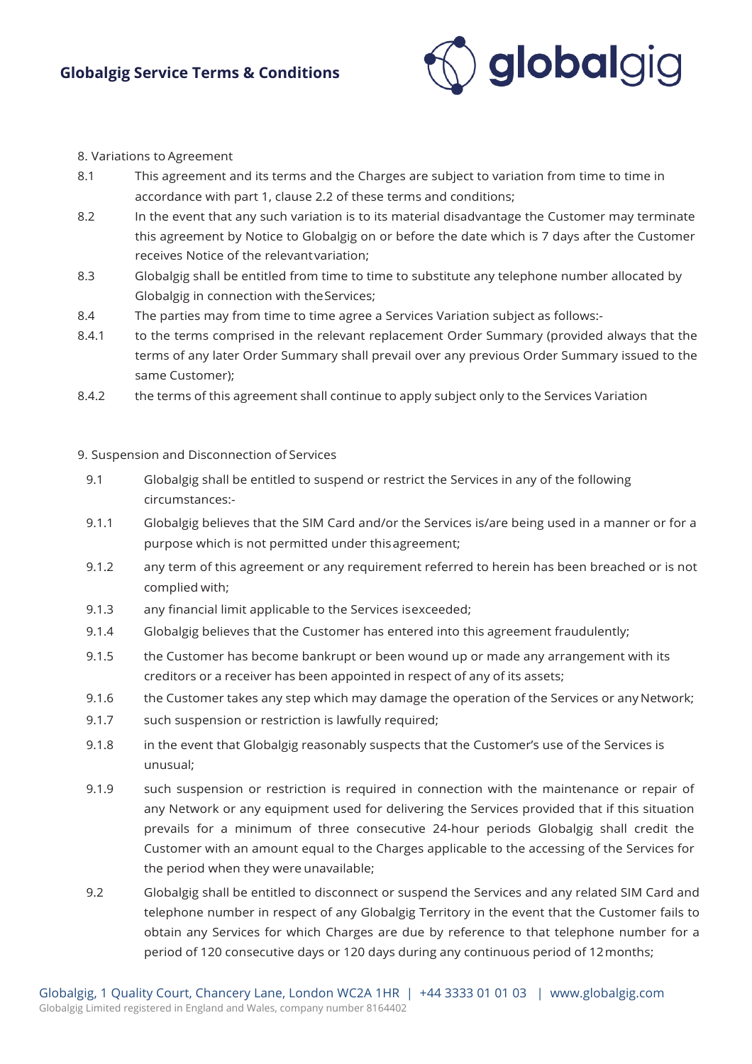8. Variations to Agreement

8.1 This agreement and its terms and the Charges are subject to variation from time to time in accordance with part 1, clause 2.2 of these terms and conditions;

8.2 In the event that any such variation is to its material disadvantage the Customer may terminate this agreement by Notice to Globalgig on or before the date which is 7 days after the Customer receives Notice of the relevant variation;

8.3 Globalgig shall be entitled from time to time to substitute any telephone number allocated by Globalgig in connection with the Services;

8.4 The parties may from time to time agree a Services Variation subject as follows:-

8.4.1 to the terms comprised in the relevant replacement Order Summary (provided always that the terms of any later Order Summary shall prevail over any previous Order Summary issued to the same Customer);

8.4.2 the terms of this agreement shall continue to apply subject only to the Services Variation

9. Suspension and Disconnection of Services

9.1 Globalgig shall be entitled to suspend or restrict the Services in any of the following circumstances:-

9.1.1 Globalgig believes that the SIM Card and/or the Services is/are being used in a manner or for a purpose which is not permitted under this agreement;

9.1.2 any term of this agreement or any requirement referred to herein has been breached or is not complied with;

9.1.3 any financial limit applicable to the Services is exceeded;

9.1.4 Globalgig believes that the Customer has entered into this agreement fraudulently;

9.1.5 the Customer has become bankrupt or been wound up or made any arrangement with its creditors or a receiver has been appointed in respect of any of its assets;

9.1.6 the Customer takes any step which may damage the operation of the Services or any Network;

9.1.7 such suspension or restriction is lawfully required;

9.1.8 in the event that Globalgig reasonably suspects that the Customer's use of the Services is unusual;

9.1.9 such suspension or restriction is required in connection with the maintenance or repair of any Network or any equipment used for delivering the Services provided that if this situation prevails for a minimum of three consecutive 24-hour periods Globalgig shall credit the Customer with an amount equal to the Charges applicable to the accessing of the Services for the period when they were unavailable;

9.2 Globalgig shall be entitled to disconnect or suspend the Services and any related SIM Card and telephone number in respect of any Globalgig Territory in the event that the Customer fails to obtain any Services for which Charges are due by reference to that telephone number for a period of 120 consecutive days or 120 days during any continuous period of 12 months;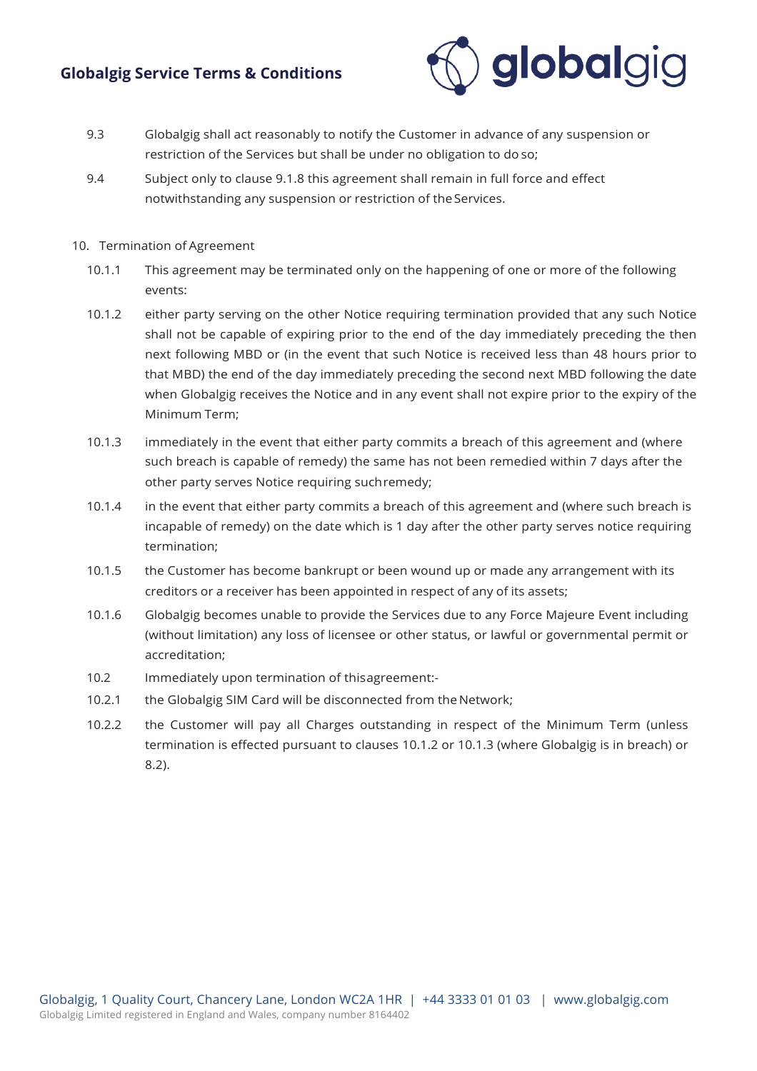9.3 Globalgig shall act reasonably to notify the Customer in advance of any suspension or restriction of the Services but shall be under no obligation to do so;

9.4 Subject only to clause 9.1.8 this agreement shall remain in full force and effect notwithstanding any suspension or restriction of the Services.

10. Termination of Agreement

10.1.1 This agreement may be terminated only on the happening of one or more of the following events:

10.1.2 either party serving on the other Notice requiring termination provided that any such Notice shall not be capable of expiring prior to the end of the day immediately preceding the then next following MBD or (in the event that such Notice is received less than 48 hours prior to that MBD) the end of the day immediately preceding the second next MBD following the date when Globalgig receives the Notice and in any event shall not expire prior to the expiry of the Minimum Term;

10.1.3 immediately in the event that either party commits a breach of this agreement and (where such breach is capable of remedy) the same has not been remedied within 7 days after the other party serves Notice requiring such remedy;

10.1.4 in the event that either party commits a breach of this agreement and (where such breach is incapable of remedy) on the date which is 1 day after the other party serves notice requiring termination;

10.1.5 the Customer has become bankrupt or been wound up or made any arrangement with its creditors or a receiver has been appointed in respect of any of its assets;

10.1.6 Globalgig becomes unable to provide the Services due to any Force Majeure Event including (without limitation) any loss of licensee or other status, or lawful or governmental permit or accreditation;

10.2 Immediately upon termination of this agreement:-

10.2.1 the Globalgig SIM Card will be disconnected from the Network;

10.2.2 the Customer will pay all Charges outstanding in respect of the Minimum Term (unless termination is effected pursuant to clauses 10.1.2 or 10.1.3 (where Globalgig is in breach) or 8.2).